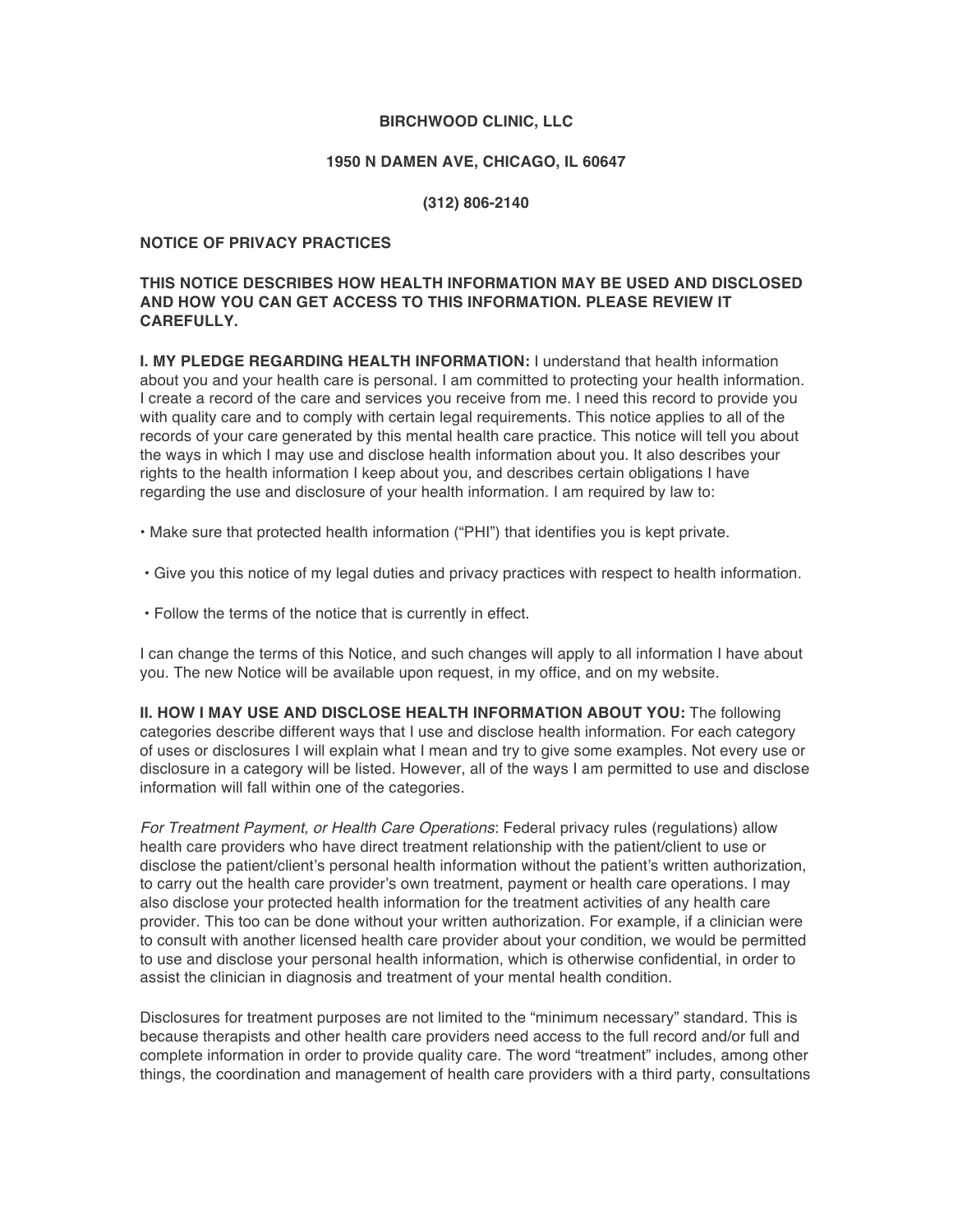**BIRCHWOOD CLINIC, LLC**

**1950 N DAMEN AVE, CHICAGO, IL 60647**

**(312) 806-2140**

**NOTICE OF PRIVACY PRACTICES**

**THIS NOTICE DESCRIBES HOW HEALTH INFORMATION MAY BE USED AND DISCLOSED AND HOW YOU CAN GET ACCESS TO THIS INFORMATION. PLEASE REVIEW IT CAREFULLY.**

**I. MY PLEDGE REGARDING HEALTH INFORMATION:** I understand that health information about you and your health care is personal. I am committed to protecting your health information. I create a record of the care and services you receive from me. I need this record to provide you with quality care and to comply with certain legal requirements. This notice applies to all of the records of your care generated by this mental health care practice. This notice will tell you about the ways in which I may use and disclose health information about you. It also describes your rights to the health information I keep about you, and describes certain obligations I have regarding the use and disclosure of your health information. I am required by law to:

- Make sure that protected health information ("PHI") that identifies you is kept private.
- Give you this notice of my legal duties and privacy practices with respect to health information.
- Follow the terms of the notice that is currently in effect.

I can change the terms of this Notice, and such changes will apply to all information I have about you. The new Notice will be available upon request, in my office, and on my website.

**II. HOW I MAY USE AND DISCLOSE HEALTH INFORMATION ABOUT YOU:** The following categories describe different ways that I use and disclose health information. For each category of uses or disclosures I will explain what I mean and try to give some examples. Not every use or disclosure in a category will be listed. However, all of the ways I am permitted to use and disclose information will fall within one of the categories.

*For Treatment Payment, or Health Care Operations*: Federal privacy rules (regulations) allow health care providers who have direct treatment relationship with the patient/client to use or disclose the patient/client's personal health information without the patient's written authorization, to carry out the health care provider's own treatment, payment or health care operations. I may also disclose your protected health information for the treatment activities of any health care provider. This too can be done without your written authorization. For example, if a clinician were to consult with another licensed health care provider about your condition, we would be permitted to use and disclose your personal health information, which is otherwise confidential, in order to assist the clinician in diagnosis and treatment of your mental health condition.

Disclosures for treatment purposes are not limited to the "minimum necessary" standard. This is because therapists and other health care providers need access to the full record and/or full and complete information in order to provide quality care. The word "treatment" includes, among other things, the coordination and management of health care providers with a third party, consultations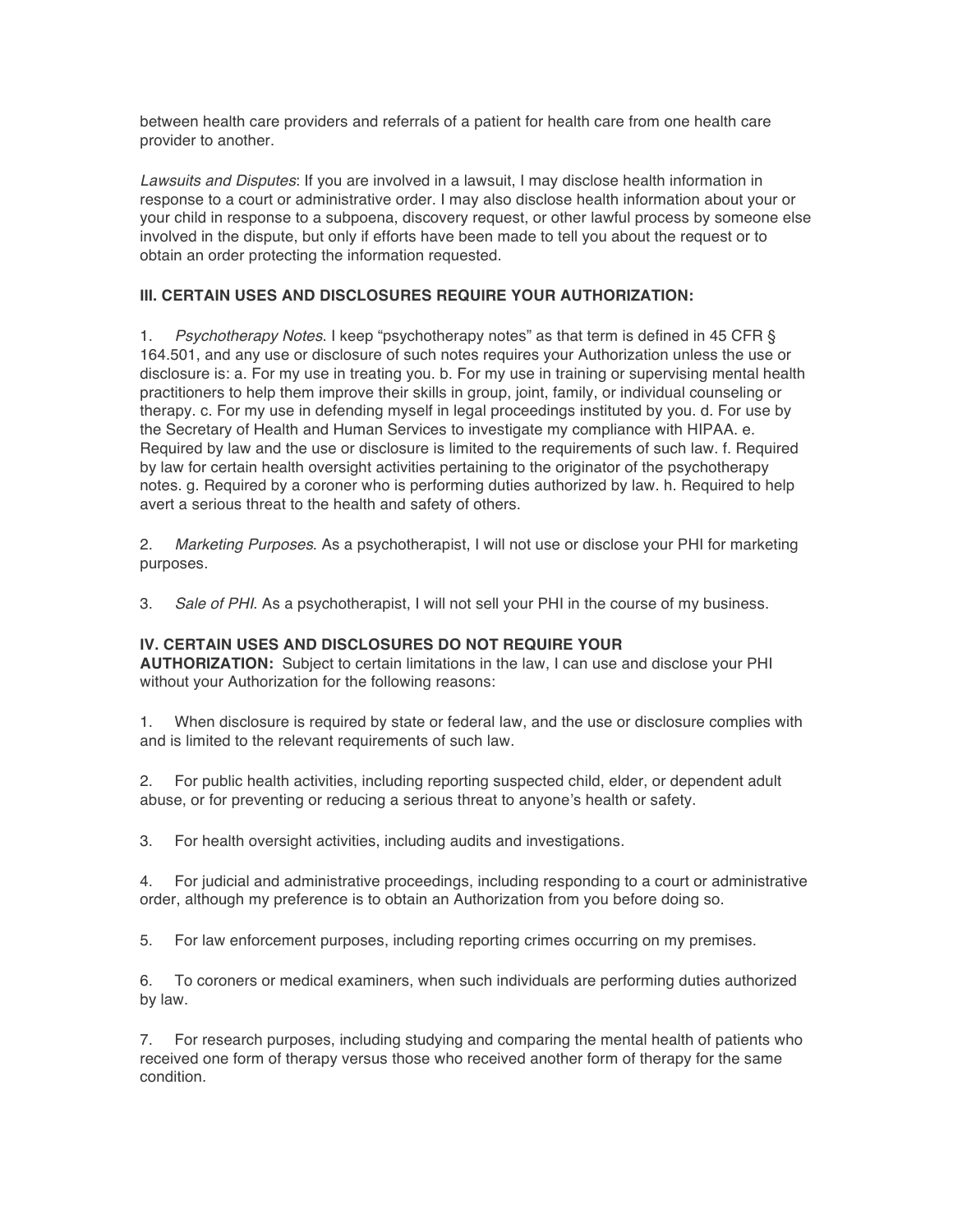between health care providers and referrals of a patient for health care from one health care provider to another.

*Lawsuits and Disputes*: If you are involved in a lawsuit, I may disclose health information in response to a court or administrative order. I may also disclose health information about your or your child in response to a subpoena, discovery request, or other lawful process by someone else involved in the dispute, but only if efforts have been made to tell you about the request or to obtain an order protecting the information requested.

**III. CERTAIN USES AND DISCLOSURES REQUIRE YOUR AUTHORIZATION:**

1. *Psychotherapy Notes*. I keep "psychotherapy notes" as that term is defined in 45 CFR § 164.501, and any use or disclosure of such notes requires your Authorization unless the use or disclosure is: a. For my use in treating you. b. For my use in training or supervising mental health practitioners to help them improve their skills in group, joint, family, or individual counseling or therapy. c. For my use in defending myself in legal proceedings instituted by you. d. For use by the Secretary of Health and Human Services to investigate my compliance with HIPAA. e. Required by law and the use or disclosure is limited to the requirements of such law. f. Required by law for certain health oversight activities pertaining to the originator of the psychotherapy notes. g. Required by a coroner who is performing duties authorized by law. h. Required to help avert a serious threat to the health and safety of others.

2. *Marketing Purposes*. As a psychotherapist, I will not use or disclose your PHI for marketing purposes.

3. *Sale of PHI*. As a psychotherapist, I will not sell your PHI in the course of my business.

**IV. CERTAIN USES AND DISCLOSURES DO NOT REQUIRE YOUR AUTHORIZATION:** Subject to certain limitations in the law, I can use and disclose your PHI without your Authorization for the following reasons:

1. When disclosure is required by state or federal law, and the use or disclosure complies with and is limited to the relevant requirements of such law.

2. For public health activities, including reporting suspected child, elder, or dependent adult abuse, or for preventing or reducing a serious threat to anyone's health or safety.

3. For health oversight activities, including audits and investigations.

4. For judicial and administrative proceedings, including responding to a court or administrative order, although my preference is to obtain an Authorization from you before doing so.

5. For law enforcement purposes, including reporting crimes occurring on my premises.

6. To coroners or medical examiners, when such individuals are performing duties authorized by law.

7. For research purposes, including studying and comparing the mental health of patients who received one form of therapy versus those who received another form of therapy for the same condition.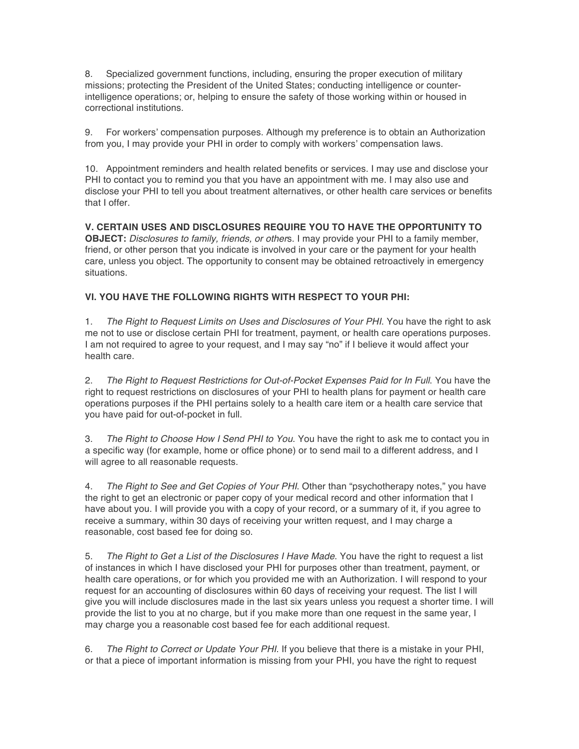8. Specialized government functions, including, ensuring the proper execution of military missions; protecting the President of the United States; conducting intelligence or counter-intelligence operations; or, helping to ensure the safety of those working within or housed in correctional institutions.

9. For workers' compensation purposes. Although my preference is to obtain an Authorization from you, I may provide your PHI in order to comply with workers' compensation laws.

10. Appointment reminders and health related benefits or services. I may use and disclose your PHI to contact you to remind you that you have an appointment with me. I may also use and disclose your PHI to tell you about treatment alternatives, or other health care services or benefits that I offer.

**V. CERTAIN USES AND DISCLOSURES REQUIRE YOU TO HAVE THE OPPORTUNITY TO OBJECT:** *Disclosures to family, friends, or other*s. I may provide your PHI to a family member, friend, or other person that you indicate is involved in your care or the payment for your health care, unless you object. The opportunity to consent may be obtained retroactively in emergency situations.

**VI. YOU HAVE THE FOLLOWING RIGHTS WITH RESPECT TO YOUR PHI:**

1. *The Right to Request Limits on Uses and Disclosures of Your PHI*. You have the right to ask me not to use or disclose certain PHI for treatment, payment, or health care operations purposes. I am not required to agree to your request, and I may say "no" if I believe it would affect your health care.

2. *The Right to Request Restrictions for Out-of-Pocket Expenses Paid for In Full*. You have the right to request restrictions on disclosures of your PHI to health plans for payment or health care operations purposes if the PHI pertains solely to a health care item or a health care service that you have paid for out-of-pocket in full.

3. *The Right to Choose How I Send PHI to You*. You have the right to ask me to contact you in a specific way (for example, home or office phone) or to send mail to a different address, and I will agree to all reasonable requests.

4. *The Right to See and Get Copies of Your PHI*. Other than "psychotherapy notes," you have the right to get an electronic or paper copy of your medical record and other information that I have about you. I will provide you with a copy of your record, or a summary of it, if you agree to receive a summary, within 30 days of receiving your written request, and I may charge a reasonable, cost based fee for doing so.

5. *The Right to Get a List of the Disclosures I Have Made*. You have the right to request a list of instances in which I have disclosed your PHI for purposes other than treatment, payment, or health care operations, or for which you provided me with an Authorization. I will respond to your request for an accounting of disclosures within 60 days of receiving your request. The list I will give you will include disclosures made in the last six years unless you request a shorter time. I will provide the list to you at no charge, but if you make more than one request in the same year, I may charge you a reasonable cost based fee for each additional request.

6. *The Right to Correct or Update Your PHI*. If you believe that there is a mistake in your PHI, or that a piece of important information is missing from your PHI, you have the right to request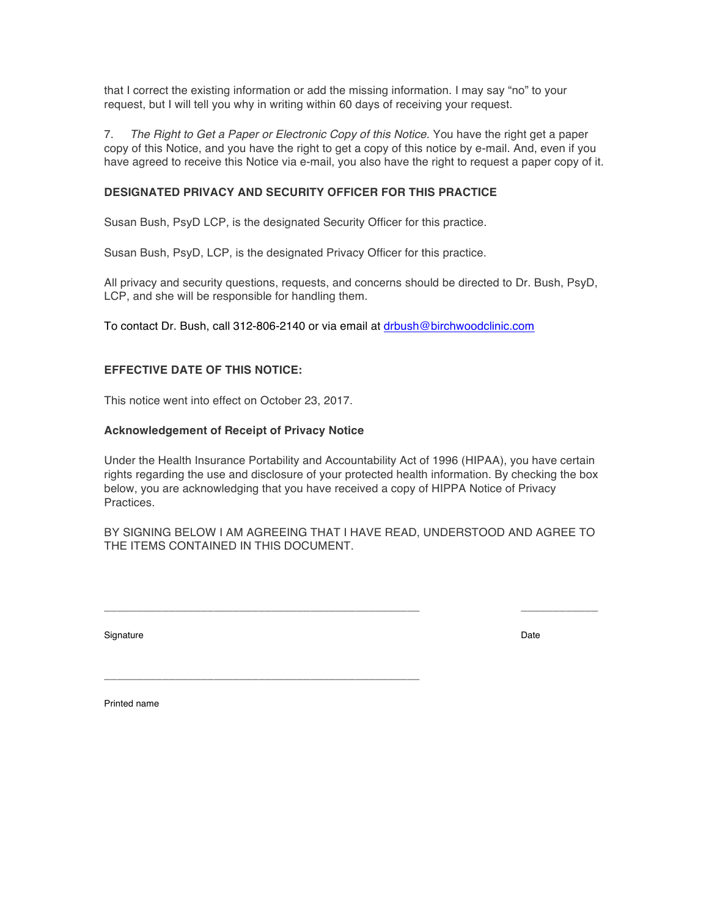that I correct the existing information or add the missing information. I may say “no” to your request, but I will tell you why in writing within 60 days of receiving your request.

7. *The Right to Get a Paper or Electronic Copy of this Notice.* You have the right get a paper copy of this Notice, and you have the right to get a copy of this notice by e-mail. And, even if you have agreed to receive this Notice via e-mail, you also have the right to request a paper copy of it.

**DESIGNATED PRIVACY AND SECURITY OFFICER FOR THIS PRACTICE**

Susan Bush, PsyD LCP, is the designated Security Officer for this practice.

Susan Bush, PsyD, LCP, is the designated Privacy Officer for this practice.

All privacy and security questions, requests, and concerns should be directed to Dr. Bush, PsyD, LCP, and she will be responsible for handling them.

To contact Dr. Bush, call 312-806-2140 or via email at drbush@birchwoodclinic.com

**EFFECTIVE DATE OF THIS NOTICE:**

This notice went into effect on October 23, 2017.

**Acknowledgement of Receipt of Privacy Notice**

Under the Health Insurance Portability and Accountability Act of 1996 (HIPAA), you have certain rights regarding the use and disclosure of your protected health information. By checking the box below, you are acknowledging that you have received a copy of HIPPA Notice of Privacy Practices.

BY SIGNING BELOW I AM AGREEING THAT I HAVE READ, UNDERSTOOD AND AGREE TO THE ITEMS CONTAINED IN THIS DOCUMENT.

\_\_\_\_\_\_\_\_\_\_\_\_\_\_\_\_\_\_\_\_\_\_\_\_\_\_\_\_\_\_\_\_\_\_\_\_\_\_\_\_\_\_\_\_ \_\_\_\_\_\_\_\_\_\_\_\_

Signature Date

\_\_\_\_\_\_\_\_\_\_\_\_\_\_\_\_\_\_\_\_\_\_\_\_\_\_\_\_\_\_\_\_\_\_\_\_\_\_\_\_\_\_\_\_

Printed name